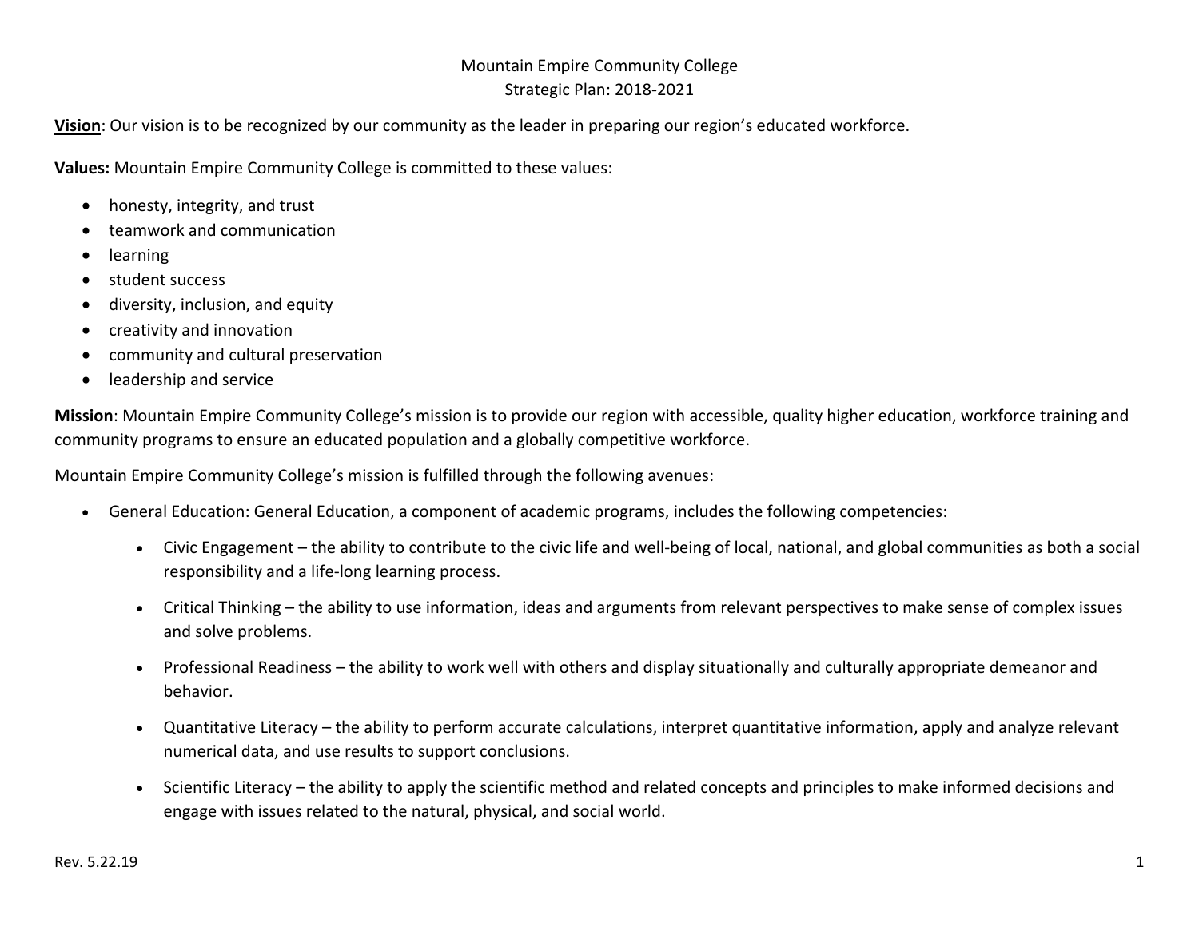# Mountain Empire Community College
## Strategic Plan: 2018-2021

**Vision**: Our vision is to be recognized by our community as the leader in preparing our region's educated workforce.

**Values:** Mountain Empire Community College is committed to these values:

- honesty, integrity, and trust
- teamwork and communication
- learning
- student success
- diversity, inclusion, and equity
- creativity and innovation
- community and cultural preservation
- leadership and service

**Mission**: Mountain Empire Community College's mission is to provide our region with accessible, quality higher education, workforce training and community programs to ensure an educated population and a globally competitive workforce.

Mountain Empire Community College's mission is fulfilled through the following avenues:

- General Education: General Education, a component of academic programs, includes the following competencies:
    - Civic Engagement – the ability to contribute to the civic life and well-being of local, national, and global communities as both a social responsibility and a life-long learning process.
    - Critical Thinking – the ability to use information, ideas and arguments from relevant perspectives to make sense of complex issues and solve problems.
    - Professional Readiness – the ability to work well with others and display situationally and culturally appropriate demeanor and behavior.
    - Quantitative Literacy – the ability to perform accurate calculations, interpret quantitative information, apply and analyze relevant numerical data, and use results to support conclusions.
    - Scientific Literacy – the ability to apply the scientific method and related concepts and principles to make informed decisions and engage with issues related to the natural, physical, and social world.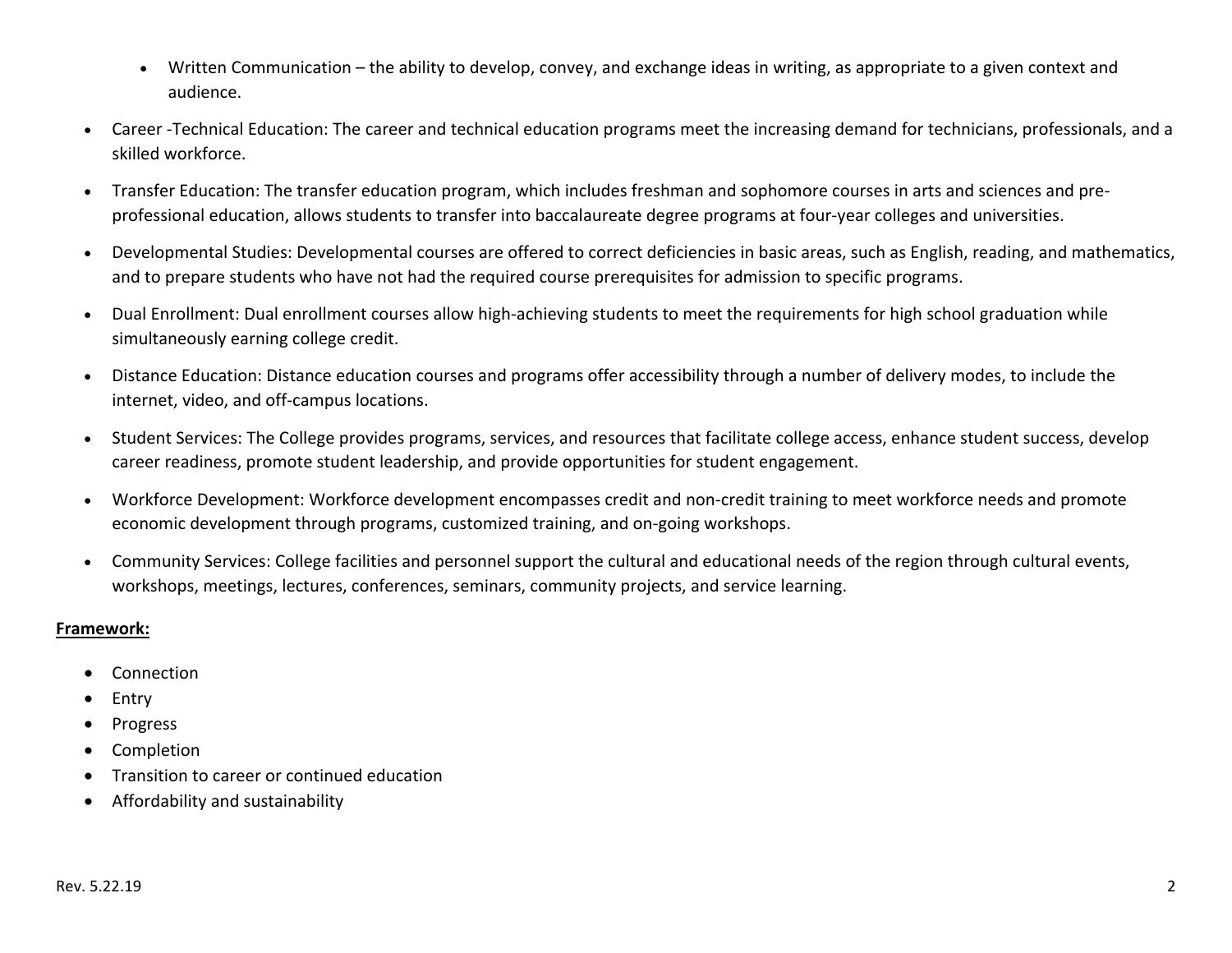- Written Communication – the ability to develop, convey, and exchange ideas in writing, as appropriate to a given context and audience.

- Career -Technical Education: The career and technical education programs meet the increasing demand for technicians, professionals, and a skilled workforce.
- Transfer Education: The transfer education program, which includes freshman and sophomore courses in arts and sciences and pre-professional education, allows students to transfer into baccalaureate degree programs at four-year colleges and universities.
- Developmental Studies: Developmental courses are offered to correct deficiencies in basic areas, such as English, reading, and mathematics, and to prepare students who have not had the required course prerequisites for admission to specific programs.
- Dual Enrollment: Dual enrollment courses allow high-achieving students to meet the requirements for high school graduation while simultaneously earning college credit.
- Distance Education: Distance education courses and programs offer accessibility through a number of delivery modes, to include the internet, video, and off-campus locations.
- Student Services: The College provides programs, services, and resources that facilitate college access, enhance student success, develop career readiness, promote student leadership, and provide opportunities for student engagement.
- Workforce Development: Workforce development encompasses credit and non-credit training to meet workforce needs and promote economic development through programs, customized training, and on-going workshops.
- Community Services: College facilities and personnel support the cultural and educational needs of the region through cultural events, workshops, meetings, lectures, conferences, seminars, community projects, and service learning.

**Framework:**

- Connection
- Entry
- Progress
- Completion
- Transition to career or continued education
- Affordability and sustainability

Rev. 5.22.19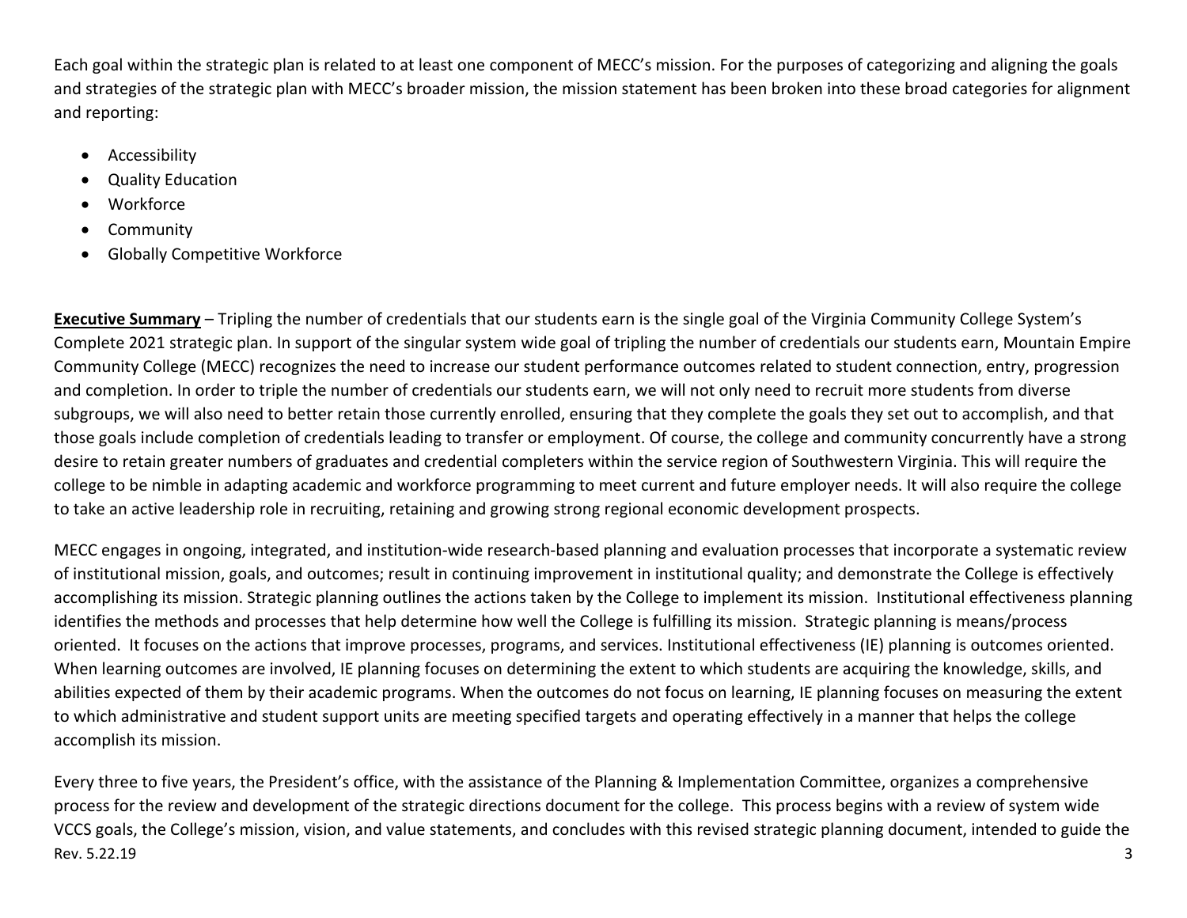Each goal within the strategic plan is related to at least one component of MECC's mission. For the purposes of categorizing and aligning the goals and strategies of the strategic plan with MECC's broader mission, the mission statement has been broken into these broad categories for alignment and reporting:

- Accessibility
- Quality Education
- Workforce
- Community
- Globally Competitive Workforce

**Executive Summary** – Tripling the number of credentials that our students earn is the single goal of the Virginia Community College System's Complete 2021 strategic plan. In support of the singular system wide goal of tripling the number of credentials our students earn, Mountain Empire Community College (MECC) recognizes the need to increase our student performance outcomes related to student connection, entry, progression and completion. In order to triple the number of credentials our students earn, we will not only need to recruit more students from diverse subgroups, we will also need to better retain those currently enrolled, ensuring that they complete the goals they set out to accomplish, and that those goals include completion of credentials leading to transfer or employment. Of course, the college and community concurrently have a strong desire to retain greater numbers of graduates and credential completers within the service region of Southwestern Virginia. This will require the college to be nimble in adapting academic and workforce programming to meet current and future employer needs. It will also require the college to take an active leadership role in recruiting, retaining and growing strong regional economic development prospects.

MECC engages in ongoing, integrated, and institution-wide research-based planning and evaluation processes that incorporate a systematic review of institutional mission, goals, and outcomes; result in continuing improvement in institutional quality; and demonstrate the College is effectively accomplishing its mission. Strategic planning outlines the actions taken by the College to implement its mission. Institutional effectiveness planning identifies the methods and processes that help determine how well the College is fulfilling its mission. Strategic planning is means/process oriented. It focuses on the actions that improve processes, programs, and services. Institutional effectiveness (IE) planning is outcomes oriented. When learning outcomes are involved, IE planning focuses on determining the extent to which students are acquiring the knowledge, skills, and abilities expected of them by their academic programs. When the outcomes do not focus on learning, IE planning focuses on measuring the extent to which administrative and student support units are meeting specified targets and operating effectively in a manner that helps the college accomplish its mission.

Every three to five years, the President's office, with the assistance of the Planning & Implementation Committee, organizes a comprehensive process for the review and development of the strategic directions document for the college. This process begins with a review of system wide VCCS goals, the College's mission, vision, and value statements, and concludes with this revised strategic planning document, intended to guide the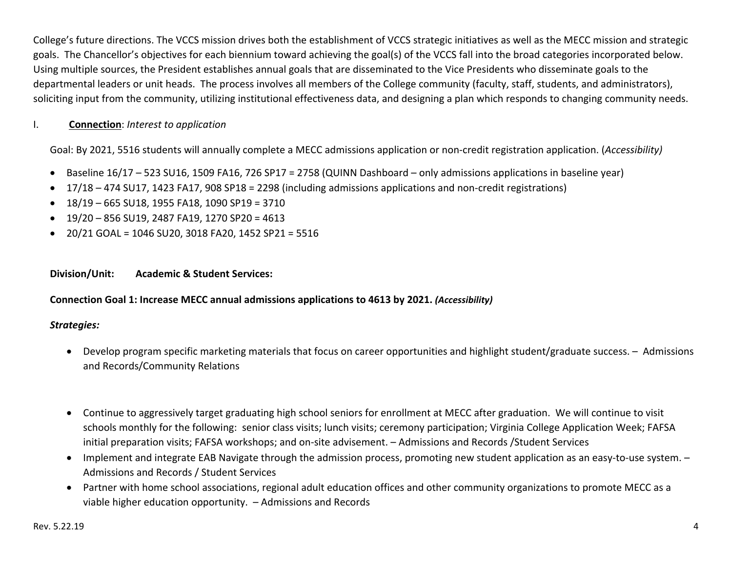College's future directions. The VCCS mission drives both the establishment of VCCS strategic initiatives as well as the MECC mission and strategic goals. The Chancellor's objectives for each biennium toward achieving the goal(s) of the VCCS fall into the broad categories incorporated below. Using multiple sources, the President establishes annual goals that are disseminated to the Vice Presidents who disseminate goals to the departmental leaders or unit heads. The process involves all members of the College community (faculty, staff, students, and administrators), soliciting input from the community, utilizing institutional effectiveness data, and designing a plan which responds to changing community needs.

## I. **Connection**: *Interest to application*

Goal: By 2021, 5516 students will annually complete a MECC admissions application or non-credit registration application. (*Accessibility)*

- Baseline 16/17 – 523 SU16, 1509 FA16, 726 SP17 = 2758 (QUINN Dashboard – only admissions applications in baseline year)
- 17/18 – 474 SU17, 1423 FA17, 908 SP18 = 2298 (including admissions applications and non-credit registrations)
- 18/19 – 665 SU18, 1955 FA18, 1090 SP19 = 3710
- 19/20 – 856 SU19, 2487 FA19, 1270 SP20 = 4613
- 20/21 GOAL = 1046 SU20, 3018 FA20, 1452 SP21 = 5516

**Division/Unit: Academic & Student Services:**

**Connection Goal 1: Increase MECC annual admissions applications to 4613 by 2021.** ***(Accessibility)***

***Strategies:***

- Develop program specific marketing materials that focus on career opportunities and highlight student/graduate success. – Admissions and Records/Community Relations
- Continue to aggressively target graduating high school seniors for enrollment at MECC after graduation. We will continue to visit schools monthly for the following: senior class visits; lunch visits; ceremony participation; Virginia College Application Week; FAFSA initial preparation visits; FAFSA workshops; and on-site advisement. – Admissions and Records /Student Services
- Implement and integrate EAB Navigate through the admission process, promoting new student application as an easy-to-use system. – Admissions and Records / Student Services
- Partner with home school associations, regional adult education offices and other community organizations to promote MECC as a viable higher education opportunity. – Admissions and Records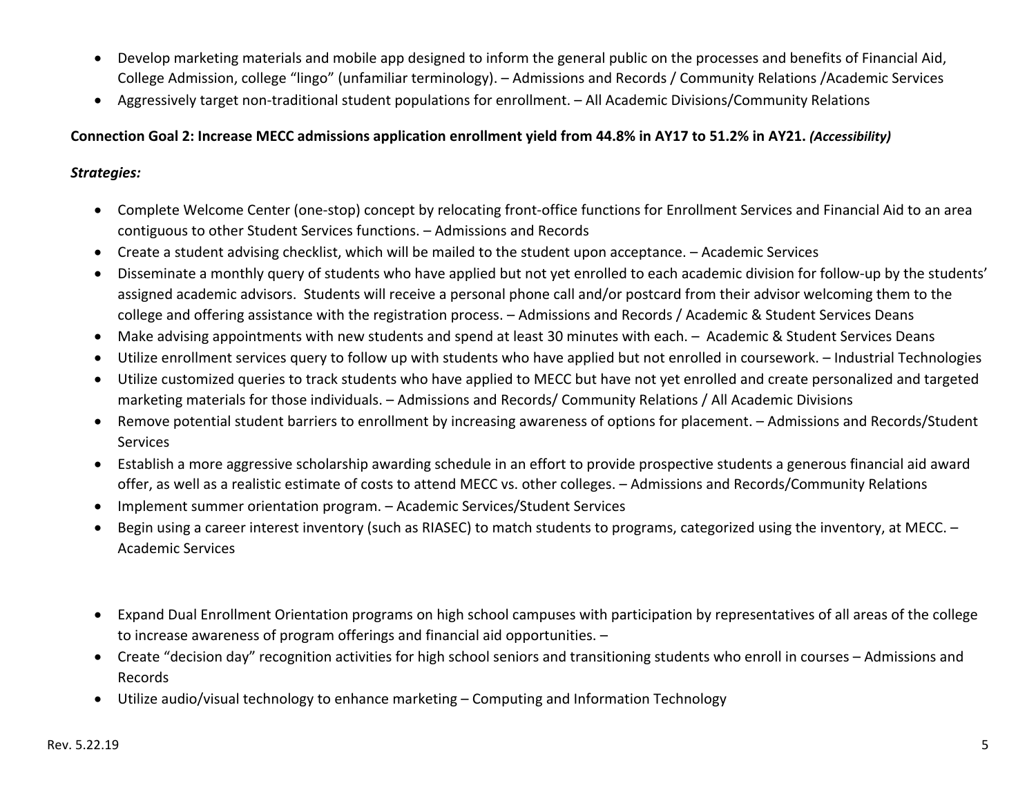- Develop marketing materials and mobile app designed to inform the general public on the processes and benefits of Financial Aid, College Admission, college "lingo" (unfamiliar terminology). – Admissions and Records / Community Relations /Academic Services
- Aggressively target non-traditional student populations for enrollment. – All Academic Divisions/Community Relations

**Connection Goal 2: Increase MECC admissions application enrollment yield from 44.8% in AY17 to 51.2% in AY21.** ***(Accessibility)***

***Strategies:***

- Complete Welcome Center (one-stop) concept by relocating front-office functions for Enrollment Services and Financial Aid to an area contiguous to other Student Services functions. – Admissions and Records
- Create a student advising checklist, which will be mailed to the student upon acceptance. – Academic Services
- Disseminate a monthly query of students who have applied but not yet enrolled to each academic division for follow-up by the students' assigned academic advisors. Students will receive a personal phone call and/or postcard from their advisor welcoming them to the college and offering assistance with the registration process. – Admissions and Records / Academic & Student Services Deans
- Make advising appointments with new students and spend at least 30 minutes with each. – Academic & Student Services Deans
- Utilize enrollment services query to follow up with students who have applied but not enrolled in coursework. – Industrial Technologies
- Utilize customized queries to track students who have applied to MECC but have not yet enrolled and create personalized and targeted marketing materials for those individuals. – Admissions and Records/ Community Relations / All Academic Divisions
- Remove potential student barriers to enrollment by increasing awareness of options for placement. – Admissions and Records/Student Services
- Establish a more aggressive scholarship awarding schedule in an effort to provide prospective students a generous financial aid award offer, as well as a realistic estimate of costs to attend MECC vs. other colleges. – Admissions and Records/Community Relations
- Implement summer orientation program. – Academic Services/Student Services
- Begin using a career interest inventory (such as RIASEC) to match students to programs, categorized using the inventory, at MECC. – Academic Services

- Expand Dual Enrollment Orientation programs on high school campuses with participation by representatives of all areas of the college to increase awareness of program offerings and financial aid opportunities. –
- Create "decision day" recognition activities for high school seniors and transitioning students who enroll in courses – Admissions and Records
- Utilize audio/visual technology to enhance marketing – Computing and Information Technology

Rev. 5.22.19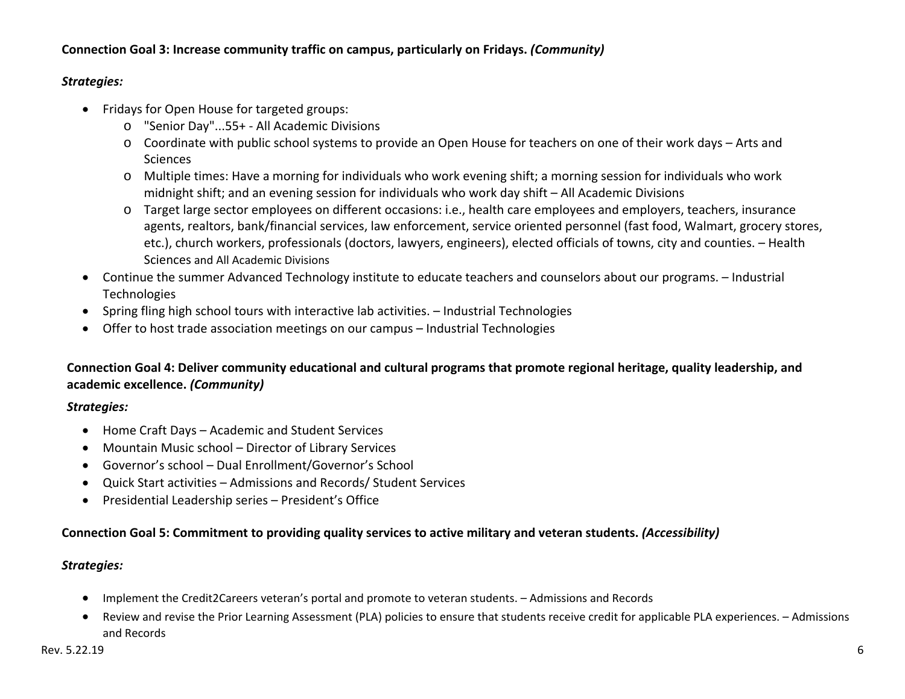**Connection Goal 3: Increase community traffic on campus, particularly on Fridays.** ***(Community)***

***Strategies:***

- Fridays for Open House for targeted groups:
  - "Senior Day"...55+ - All Academic Divisions
  - Coordinate with public school systems to provide an Open House for teachers on one of their work days – Arts and Sciences
  - Multiple times: Have a morning for individuals who work evening shift; a morning session for individuals who work midnight shift; and an evening session for individuals who work day shift – All Academic Divisions
  - Target large sector employees on different occasions: i.e., health care employees and employers, teachers, insurance agents, realtors, bank/financial services, law enforcement, service oriented personnel (fast food, Walmart, grocery stores, etc.), church workers, professionals (doctors, lawyers, engineers), elected officials of towns, city and counties. – Health Sciences and All Academic Divisions
- Continue the summer Advanced Technology institute to educate teachers and counselors about our programs. – Industrial Technologies
- Spring fling high school tours with interactive lab activities. – Industrial Technologies
- Offer to host trade association meetings on our campus – Industrial Technologies

**Connection Goal 4: Deliver community educational and cultural programs that promote regional heritage, quality leadership, and academic excellence.** ***(Community)***

***Strategies:***

- Home Craft Days – Academic and Student Services
- Mountain Music school – Director of Library Services
- Governor's school – Dual Enrollment/Governor's School
- Quick Start activities – Admissions and Records/ Student Services
- Presidential Leadership series – President's Office

**Connection Goal 5: Commitment to providing quality services to active military and veteran students.** ***(Accessibility)***

***Strategies:***

- Implement the Credit2Careers veteran's portal and promote to veteran students. – Admissions and Records
- Review and revise the Prior Learning Assessment (PLA) policies to ensure that students receive credit for applicable PLA experiences. – Admissions and Records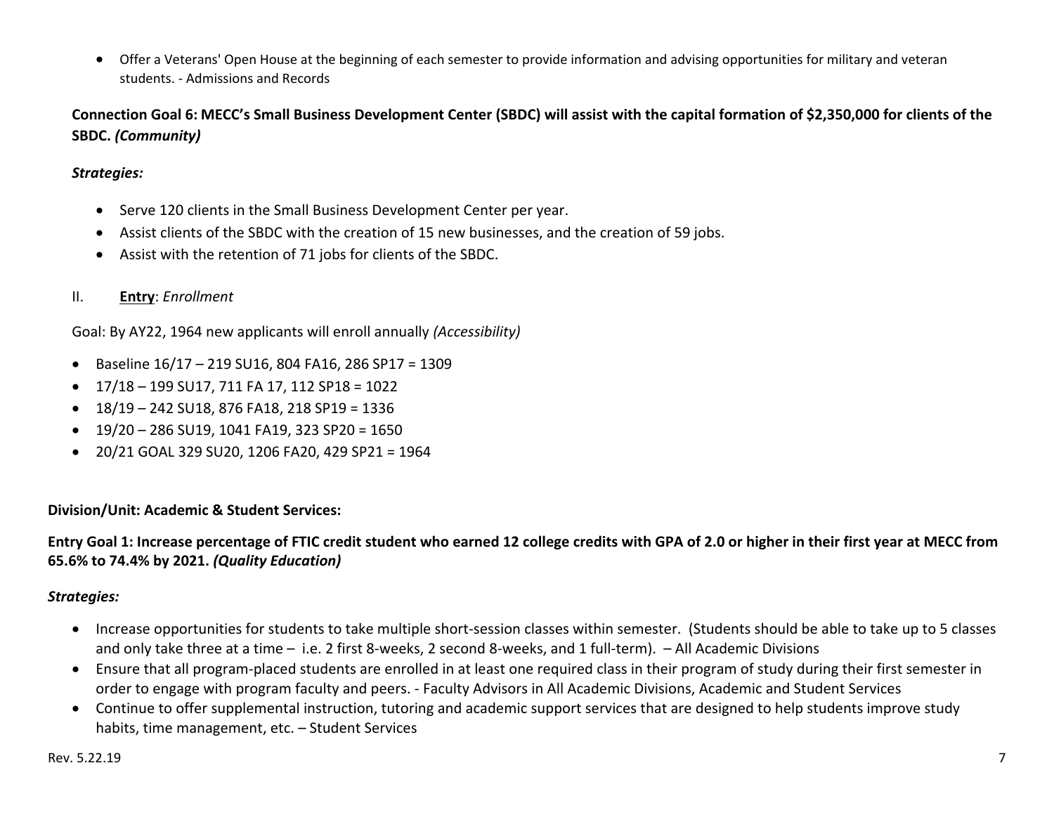- Offer a Veterans' Open House at the beginning of each semester to provide information and advising opportunities for military and veteran students. - Admissions and Records

**Connection Goal 6: MECC's Small Business Development Center (SBDC) will assist with the capital formation of $2,350,000 for clients of the SBDC. *(Community)***

***Strategies:***

- Serve 120 clients in the Small Business Development Center per year.
- Assist clients of the SBDC with the creation of 15 new businesses, and the creation of 59 jobs.
- Assist with the retention of 71 jobs for clients of the SBDC.

II. **Entry**: *Enrollment*

Goal: By AY22, 1964 new applicants will enroll annually *(Accessibility)*

- Baseline 16/17 – 219 SU16, 804 FA16, 286 SP17 = 1309
- 17/18 – 199 SU17, 711 FA 17, 112 SP18 = 1022
- 18/19 – 242 SU18, 876 FA18, 218 SP19 = 1336
- 19/20 – 286 SU19, 1041 FA19, 323 SP20 = 1650
- 20/21 GOAL 329 SU20, 1206 FA20, 429 SP21 = 1964

**Division/Unit: Academic & Student Services:**

**Entry Goal 1: Increase percentage of FTIC credit student who earned 12 college credits with GPA of 2.0 or higher in their first year at MECC from 65.6% to 74.4% by 2021. *(Quality Education)***

***Strategies:***

- Increase opportunities for students to take multiple short-session classes within semester. (Students should be able to take up to 5 classes and only take three at a time – i.e. 2 first 8-weeks, 2 second 8-weeks, and 1 full-term). – All Academic Divisions
- Ensure that all program-placed students are enrolled in at least one required class in their program of study during their first semester in order to engage with program faculty and peers. - Faculty Advisors in All Academic Divisions, Academic and Student Services
- Continue to offer supplemental instruction, tutoring and academic support services that are designed to help students improve study habits, time management, etc. – Student Services

Rev. 5.22.19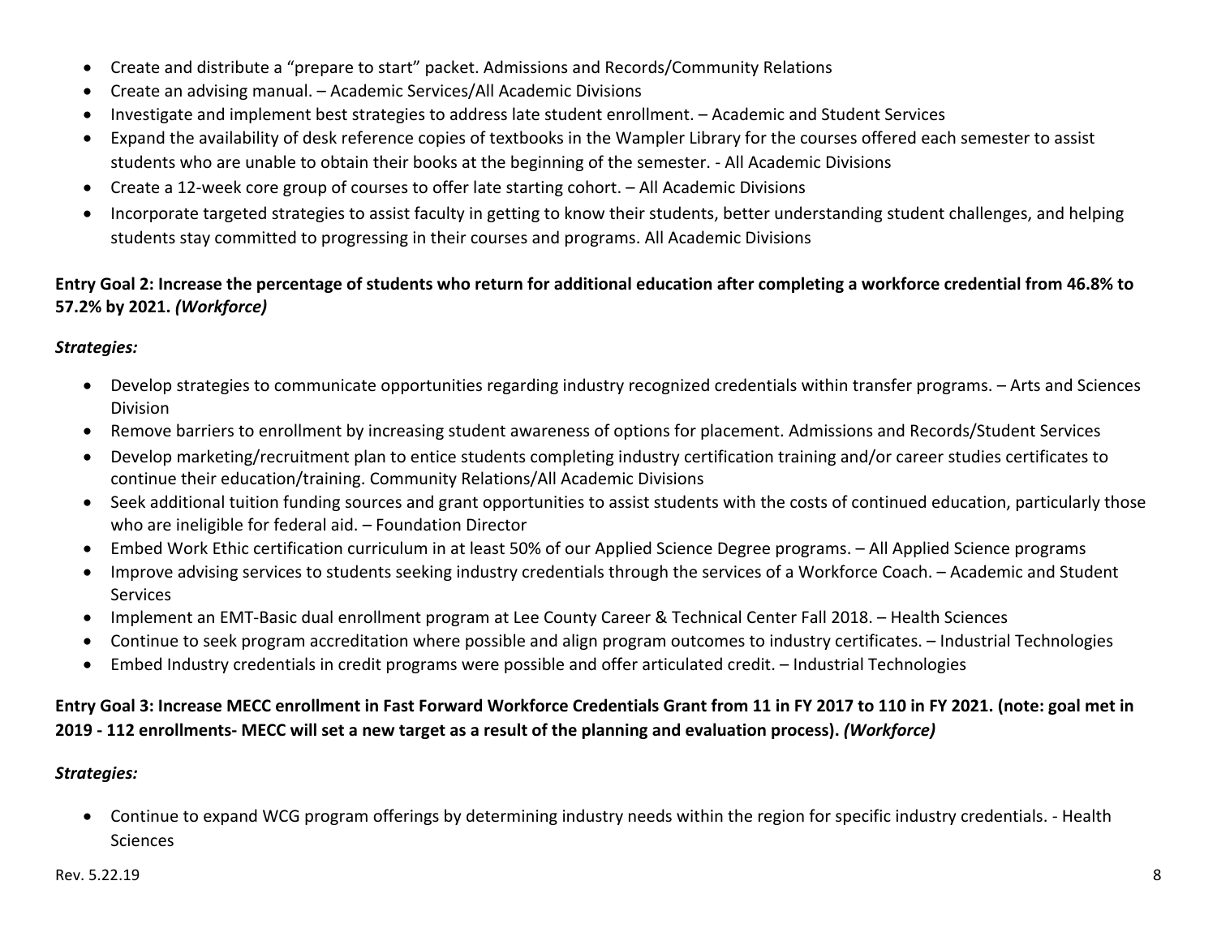- Create and distribute a "prepare to start" packet. Admissions and Records/Community Relations
- Create an advising manual. – Academic Services/All Academic Divisions
- Investigate and implement best strategies to address late student enrollment. – Academic and Student Services
- Expand the availability of desk reference copies of textbooks in the Wampler Library for the courses offered each semester to assist students who are unable to obtain their books at the beginning of the semester. - All Academic Divisions
- Create a 12-week core group of courses to offer late starting cohort. – All Academic Divisions
- Incorporate targeted strategies to assist faculty in getting to know their students, better understanding student challenges, and helping students stay committed to progressing in their courses and programs. All Academic Divisions

**Entry Goal 2: Increase the percentage of students who return for additional education after completing a workforce credential from 46.8% to 57.2% by 2021. *(Workforce)***

***Strategies:***

- Develop strategies to communicate opportunities regarding industry recognized credentials within transfer programs. – Arts and Sciences Division
- Remove barriers to enrollment by increasing student awareness of options for placement. Admissions and Records/Student Services
- Develop marketing/recruitment plan to entice students completing industry certification training and/or career studies certificates to continue their education/training. Community Relations/All Academic Divisions
- Seek additional tuition funding sources and grant opportunities to assist students with the costs of continued education, particularly those who are ineligible for federal aid. – Foundation Director
- Embed Work Ethic certification curriculum in at least 50% of our Applied Science Degree programs. – All Applied Science programs
- Improve advising services to students seeking industry credentials through the services of a Workforce Coach. – Academic and Student Services
- Implement an EMT-Basic dual enrollment program at Lee County Career & Technical Center Fall 2018. – Health Sciences
- Continue to seek program accreditation where possible and align program outcomes to industry certificates. – Industrial Technologies
- Embed Industry credentials in credit programs were possible and offer articulated credit. – Industrial Technologies

**Entry Goal 3: Increase MECC enrollment in Fast Forward Workforce Credentials Grant from 11 in FY 2017 to 110 in FY 2021. (note: goal met in 2019 - 112 enrollments- MECC will set a new target as a result of the planning and evaluation process). *(Workforce)***

***Strategies:***

- Continue to expand WCG program offerings by determining industry needs within the region for specific industry credentials. - Health Sciences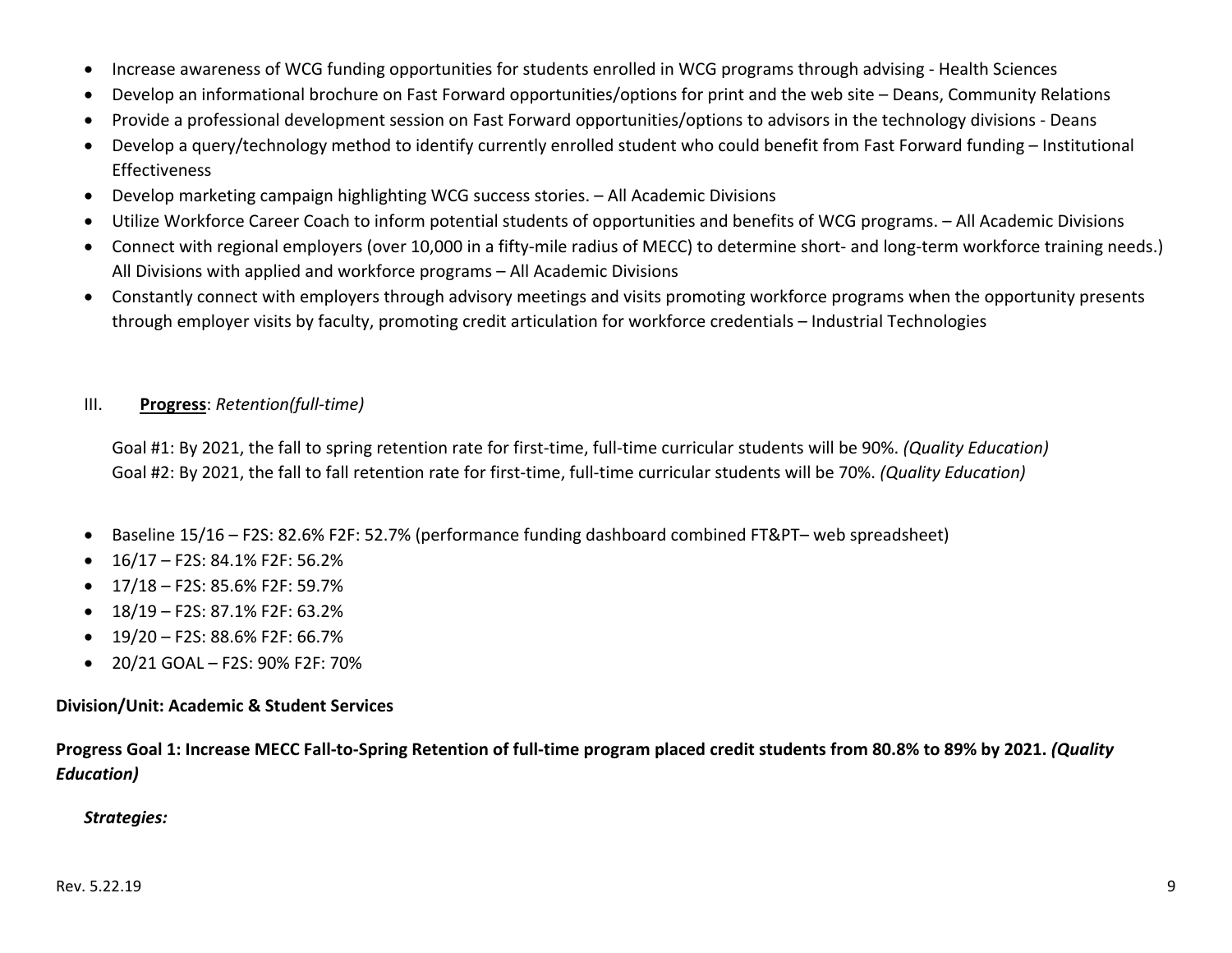- Increase awareness of WCG funding opportunities for students enrolled in WCG programs through advising - Health Sciences
- Develop an informational brochure on Fast Forward opportunities/options for print and the web site – Deans, Community Relations
- Provide a professional development session on Fast Forward opportunities/options to advisors in the technology divisions - Deans
- Develop a query/technology method to identify currently enrolled student who could benefit from Fast Forward funding – Institutional Effectiveness
- Develop marketing campaign highlighting WCG success stories. – All Academic Divisions
- Utilize Workforce Career Coach to inform potential students of opportunities and benefits of WCG programs. – All Academic Divisions
- Connect with regional employers (over 10,000 in a fifty-mile radius of MECC) to determine short- and long-term workforce training needs.) All Divisions with applied and workforce programs – All Academic Divisions
- Constantly connect with employers through advisory meetings and visits promoting workforce programs when the opportunity presents through employer visits by faculty, promoting credit articulation for workforce credentials – Industrial Technologies

III. **Progress**: *Retention(full-time)*

Goal #1: By 2021, the fall to spring retention rate for first-time, full-time curricular students will be 90%. *(Quality Education)*
Goal #2: By 2021, the fall to fall retention rate for first-time, full-time curricular students will be 70%. *(Quality Education)*

- Baseline 15/16 – F2S: 82.6% F2F: 52.7% (performance funding dashboard combined FT&PT– web spreadsheet)
- 16/17 – F2S: 84.1% F2F: 56.2%
- 17/18 – F2S: 85.6% F2F: 59.7%
- 18/19 – F2S: 87.1% F2F: 63.2%
- 19/20 – F2S: 88.6% F2F: 66.7%
- 20/21 GOAL – F2S: 90% F2F: 70%

**Division/Unit: Academic & Student Services**

**Progress Goal 1: Increase MECC Fall-to-Spring Retention of full-time program placed credit students from 80.8% to 89% by 2021.** ***(Quality Education)***

***Strategies:***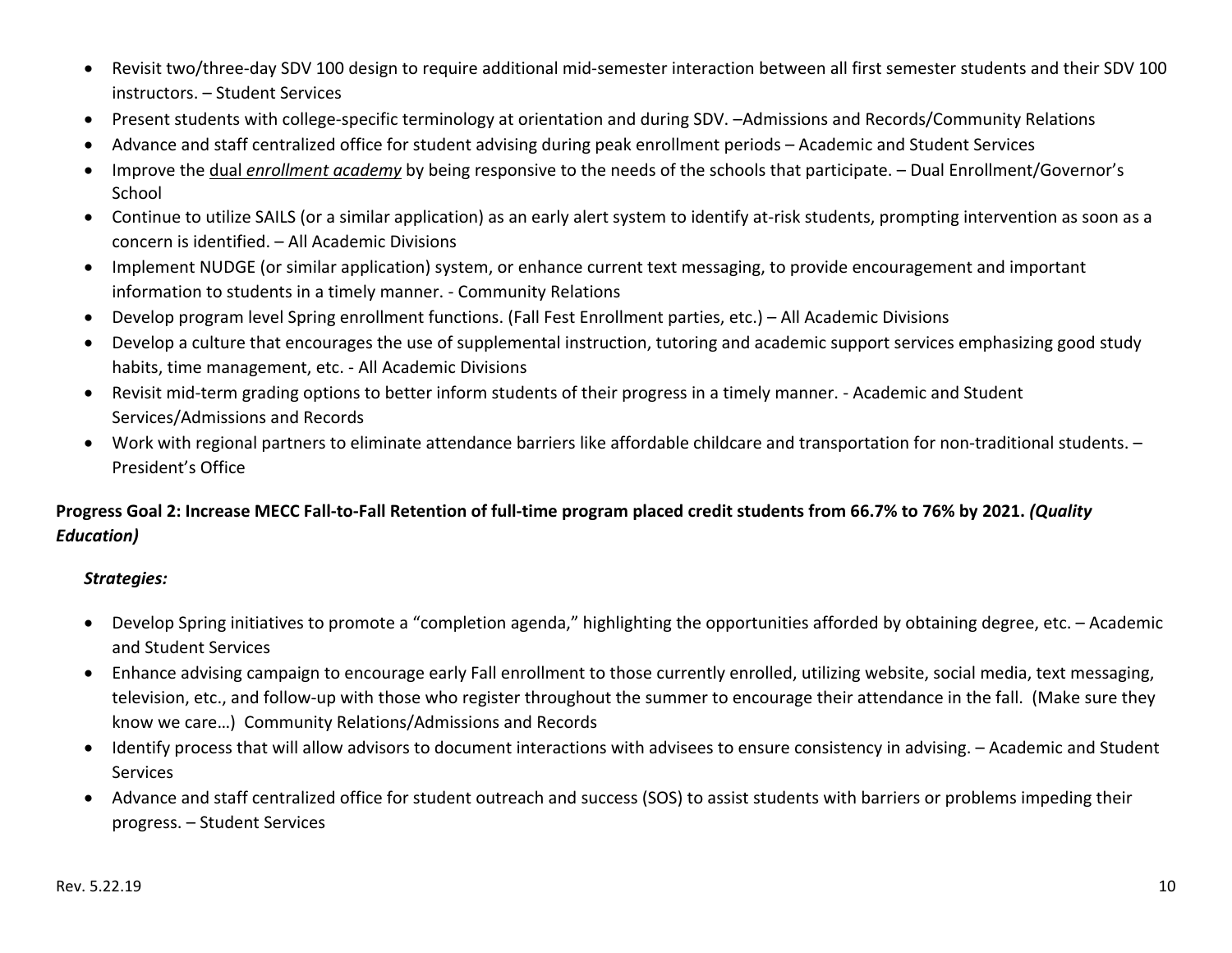- Revisit two/three-day SDV 100 design to require additional mid-semester interaction between all first semester students and their SDV 100 instructors. – Student Services
- Present students with college-specific terminology at orientation and during SDV. –Admissions and Records/Community Relations
- Advance and staff centralized office for student advising during peak enrollment periods – Academic and Student Services
- Improve the dual *enrollment academy* by being responsive to the needs of the schools that participate. – Dual Enrollment/Governor's School
- Continue to utilize SAILS (or a similar application) as an early alert system to identify at-risk students, prompting intervention as soon as a concern is identified. – All Academic Divisions
- Implement NUDGE (or similar application) system, or enhance current text messaging, to provide encouragement and important information to students in a timely manner. - Community Relations
- Develop program level Spring enrollment functions. (Fall Fest Enrollment parties, etc.) – All Academic Divisions
- Develop a culture that encourages the use of supplemental instruction, tutoring and academic support services emphasizing good study habits, time management, etc. - All Academic Divisions
- Revisit mid-term grading options to better inform students of their progress in a timely manner. - Academic and Student Services/Admissions and Records
- Work with regional partners to eliminate attendance barriers like affordable childcare and transportation for non-traditional students. – President's Office

**Progress Goal 2: Increase MECC Fall-to-Fall Retention of full-time program placed credit students from 66.7% to 76% by 2021.** ***(Quality Education)***

***Strategies:***

- Develop Spring initiatives to promote a "completion agenda," highlighting the opportunities afforded by obtaining degree, etc. – Academic and Student Services
- Enhance advising campaign to encourage early Fall enrollment to those currently enrolled, utilizing website, social media, text messaging, television, etc., and follow-up with those who register throughout the summer to encourage their attendance in the fall. (Make sure they know we care…) Community Relations/Admissions and Records
- Identify process that will allow advisors to document interactions with advisees to ensure consistency in advising. – Academic and Student Services
- Advance and staff centralized office for student outreach and success (SOS) to assist students with barriers or problems impeding their progress. – Student Services

Rev. 5.22.19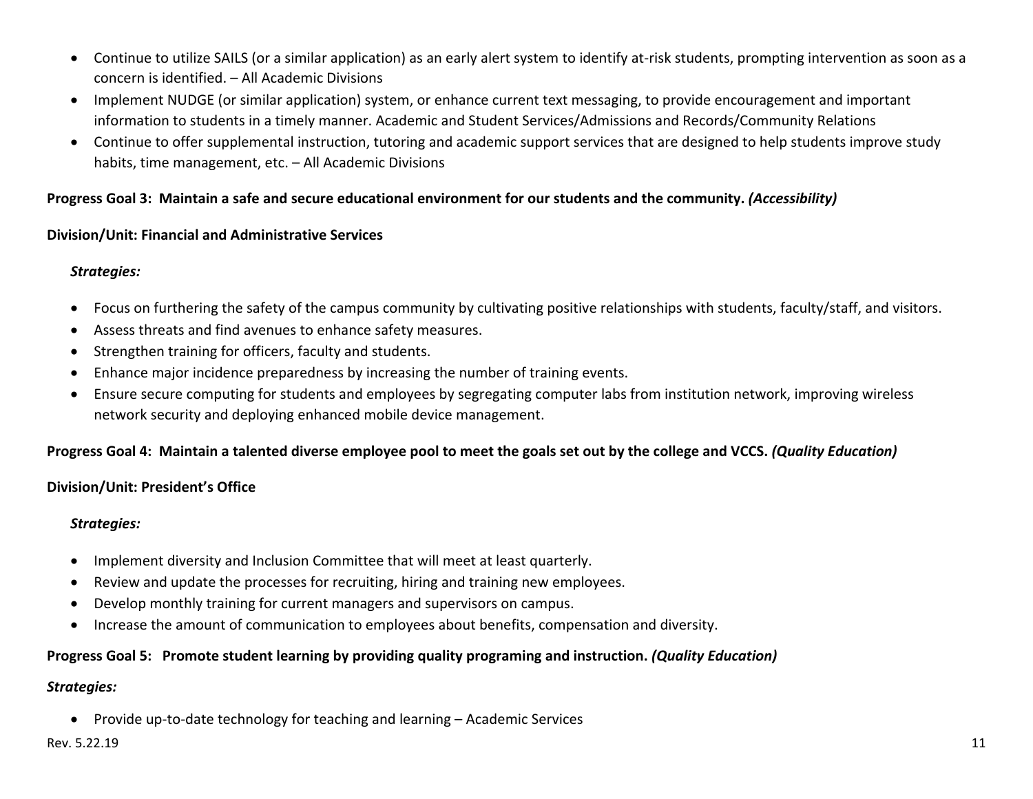- Continue to utilize SAILS (or a similar application) as an early alert system to identify at-risk students, prompting intervention as soon as a concern is identified. – All Academic Divisions
- Implement NUDGE (or similar application) system, or enhance current text messaging, to provide encouragement and important information to students in a timely manner. Academic and Student Services/Admissions and Records/Community Relations
- Continue to offer supplemental instruction, tutoring and academic support services that are designed to help students improve study habits, time management, etc. – All Academic Divisions

**Progress Goal 3: Maintain a safe and secure educational environment for our students and the community.** ***(Accessibility)***

**Division/Unit: Financial and Administrative Services**

***Strategies:***

- Focus on furthering the safety of the campus community by cultivating positive relationships with students, faculty/staff, and visitors.
- Assess threats and find avenues to enhance safety measures.
- Strengthen training for officers, faculty and students.
- Enhance major incidence preparedness by increasing the number of training events.
- Ensure secure computing for students and employees by segregating computer labs from institution network, improving wireless network security and deploying enhanced mobile device management.

**Progress Goal 4: Maintain a talented diverse employee pool to meet the goals set out by the college and VCCS.** ***(Quality Education)***

**Division/Unit: President's Office**

***Strategies:***

- Implement diversity and Inclusion Committee that will meet at least quarterly.
- Review and update the processes for recruiting, hiring and training new employees.
- Develop monthly training for current managers and supervisors on campus.
- Increase the amount of communication to employees about benefits, compensation and diversity.

**Progress Goal 5: Promote student learning by providing quality programing and instruction.** ***(Quality Education)***

***Strategies:***

- Provide up-to-date technology for teaching and learning – Academic Services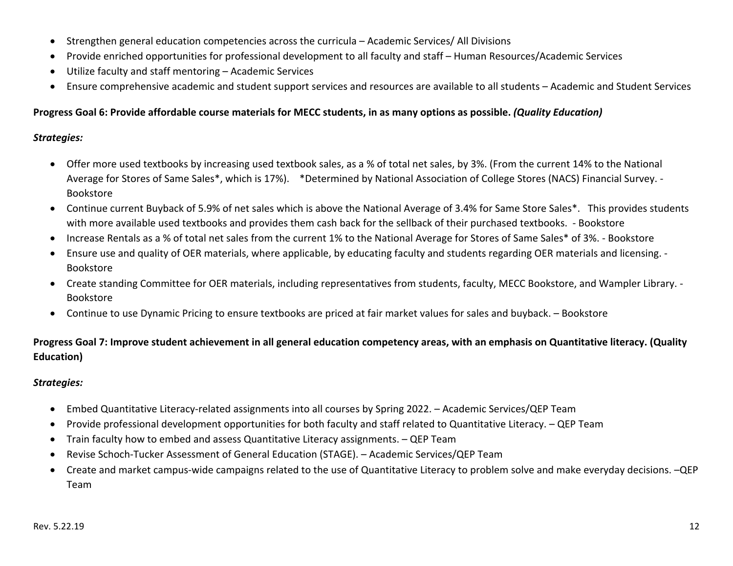- Strengthen general education competencies across the curricula – Academic Services/ All Divisions
- Provide enriched opportunities for professional development to all faculty and staff – Human Resources/Academic Services
- Utilize faculty and staff mentoring – Academic Services
- Ensure comprehensive academic and student support services and resources are available to all students – Academic and Student Services

**Progress Goal 6: Provide affordable course materials for MECC students, in as many options as possible.** ***(Quality Education)***

***Strategies:***

- Offer more used textbooks by increasing used textbook sales, as a % of total net sales, by 3%. (From the current 14% to the National Average for Stores of Same Sales*, which is 17%). *Determined by National Association of College Stores (NACS) Financial Survey. - Bookstore
- Continue current Buyback of 5.9% of net sales which is above the National Average of 3.4% for Same Store Sales*. This provides students with more available used textbooks and provides them cash back for the sellback of their purchased textbooks. - Bookstore
- Increase Rentals as a % of total net sales from the current 1% to the National Average for Stores of Same Sales* of 3%. - Bookstore
- Ensure use and quality of OER materials, where applicable, by educating faculty and students regarding OER materials and licensing. - Bookstore
- Create standing Committee for OER materials, including representatives from students, faculty, MECC Bookstore, and Wampler Library. - Bookstore
- Continue to use Dynamic Pricing to ensure textbooks are priced at fair market values for sales and buyback. – Bookstore

**Progress Goal 7: Improve student achievement in all general education competency areas, with an emphasis on Quantitative literacy. (Quality Education)**

***Strategies:***

- Embed Quantitative Literacy-related assignments into all courses by Spring 2022. – Academic Services/QEP Team
- Provide professional development opportunities for both faculty and staff related to Quantitative Literacy. – QEP Team
- Train faculty how to embed and assess Quantitative Literacy assignments. – QEP Team
- Revise Schoch-Tucker Assessment of General Education (STAGE). – Academic Services/QEP Team
- Create and market campus-wide campaigns related to the use of Quantitative Literacy to problem solve and make everyday decisions. –QEP Team

Rev. 5.22.19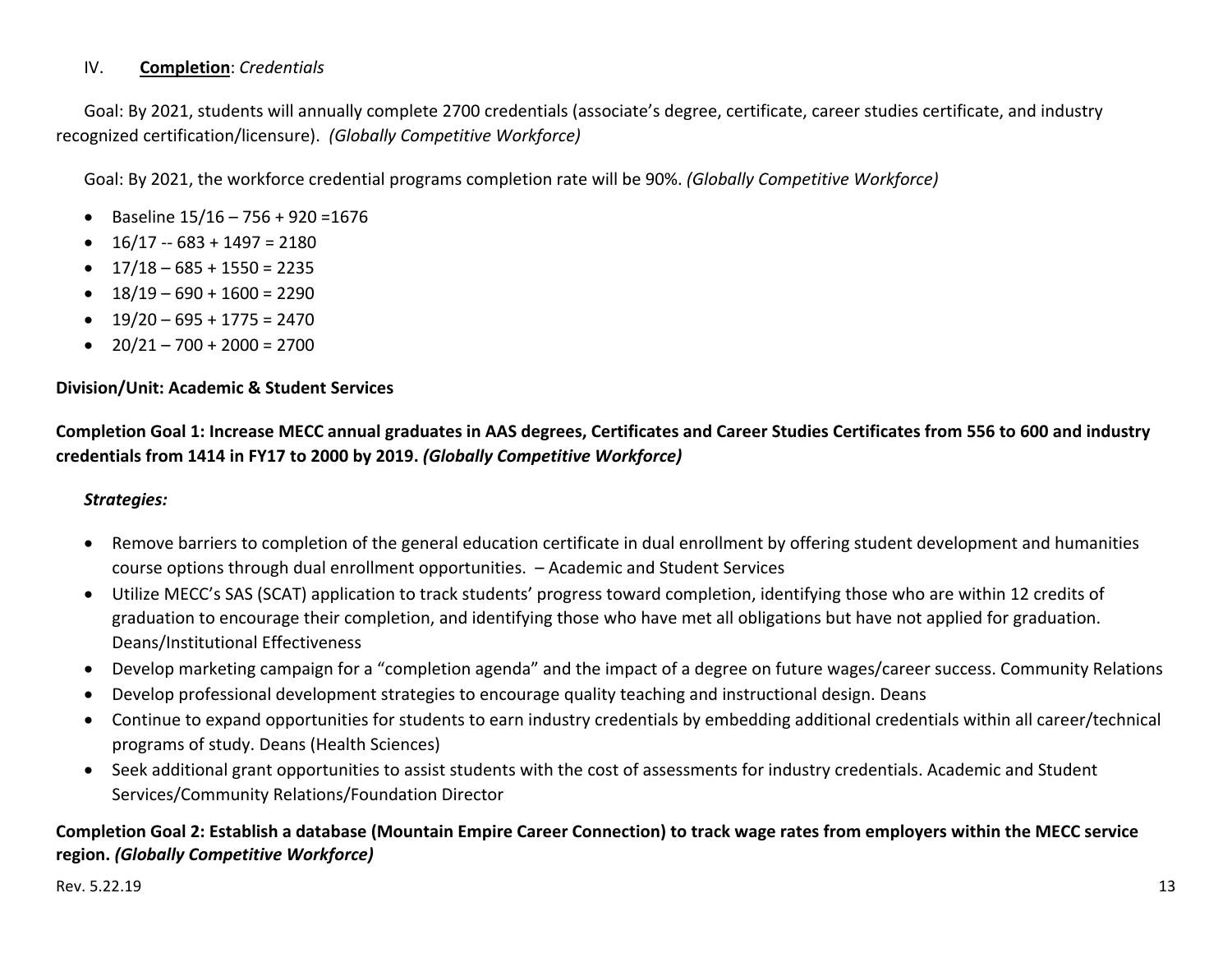## IV. **Completion**: *Credentials*

Goal: By 2021, students will annually complete 2700 credentials (associate's degree, certificate, career studies certificate, and industry recognized certification/licensure). *(Globally Competitive Workforce)*

Goal: By 2021, the workforce credential programs completion rate will be 90%. *(Globally Competitive Workforce)*

- Baseline 15/16 – 756 + 920 =1676
- 16/17 -- 683 + 1497 = 2180
- 17/18 – 685 + 1550 = 2235
- 18/19 – 690 + 1600 = 2290
- 19/20 – 695 + 1775 = 2470
- 20/21 – 700 + 2000 = 2700

**Division/Unit: Academic & Student Services**

**Completion Goal 1: Increase MECC annual graduates in AAS degrees, Certificates and Career Studies Certificates from 556 to 600 and industry credentials from 1414 in FY17 to 2000 by 2019.** ***(Globally Competitive Workforce)***

***Strategies:***

- Remove barriers to completion of the general education certificate in dual enrollment by offering student development and humanities course options through dual enrollment opportunities. – Academic and Student Services
- Utilize MECC's SAS (SCAT) application to track students' progress toward completion, identifying those who are within 12 credits of graduation to encourage their completion, and identifying those who have met all obligations but have not applied for graduation. Deans/Institutional Effectiveness
- Develop marketing campaign for a "completion agenda" and the impact of a degree on future wages/career success. Community Relations
- Develop professional development strategies to encourage quality teaching and instructional design. Deans
- Continue to expand opportunities for students to earn industry credentials by embedding additional credentials within all career/technical programs of study. Deans (Health Sciences)
- Seek additional grant opportunities to assist students with the cost of assessments for industry credentials. Academic and Student Services/Community Relations/Foundation Director

**Completion Goal 2: Establish a database (Mountain Empire Career Connection) to track wage rates from employers within the MECC service region.** ***(Globally Competitive Workforce)***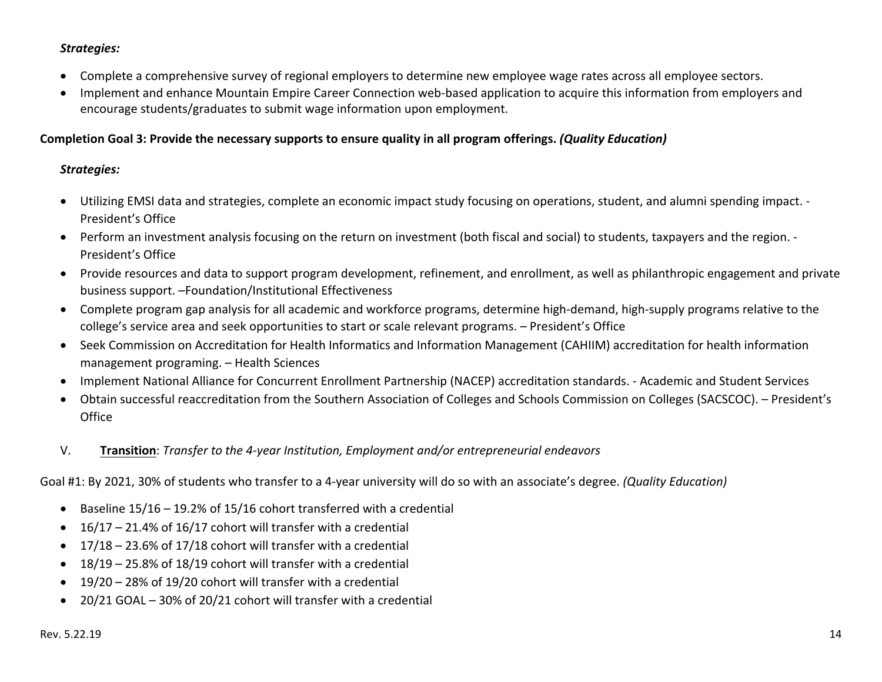***Strategies:***

- Complete a comprehensive survey of regional employers to determine new employee wage rates across all employee sectors.
- Implement and enhance Mountain Empire Career Connection web-based application to acquire this information from employers and encourage students/graduates to submit wage information upon employment.

**Completion Goal 3: Provide the necessary supports to ensure quality in all program offerings. *(Quality Education)***

***Strategies:***

- Utilizing EMSI data and strategies, complete an economic impact study focusing on operations, student, and alumni spending impact. - President's Office
- Perform an investment analysis focusing on the return on investment (both fiscal and social) to students, taxpayers and the region. - President's Office
- Provide resources and data to support program development, refinement, and enrollment, as well as philanthropic engagement and private business support. –Foundation/Institutional Effectiveness
- Complete program gap analysis for all academic and workforce programs, determine high-demand, high-supply programs relative to the college's service area and seek opportunities to start or scale relevant programs. – President's Office
- Seek Commission on Accreditation for Health Informatics and Information Management (CAHIIM) accreditation for health information management programing. – Health Sciences
- Implement National Alliance for Concurrent Enrollment Partnership (NACEP) accreditation standards. - Academic and Student Services
- Obtain successful reaccreditation from the Southern Association of Colleges and Schools Commission on Colleges (SACSCOC). – President's Office

## V. **Transition**: *Transfer to the 4-year Institution, Employment and/or entrepreneurial endeavors*

Goal #1: By 2021, 30% of students who transfer to a 4-year university will do so with an associate's degree. *(Quality Education)*

- Baseline 15/16 – 19.2% of 15/16 cohort transferred with a credential
- 16/17 – 21.4% of 16/17 cohort will transfer with a credential
- 17/18 – 23.6% of 17/18 cohort will transfer with a credential
- 18/19 – 25.8% of 18/19 cohort will transfer with a credential
- 19/20 – 28% of 19/20 cohort will transfer with a credential
- 20/21 GOAL – 30% of 20/21 cohort will transfer with a credential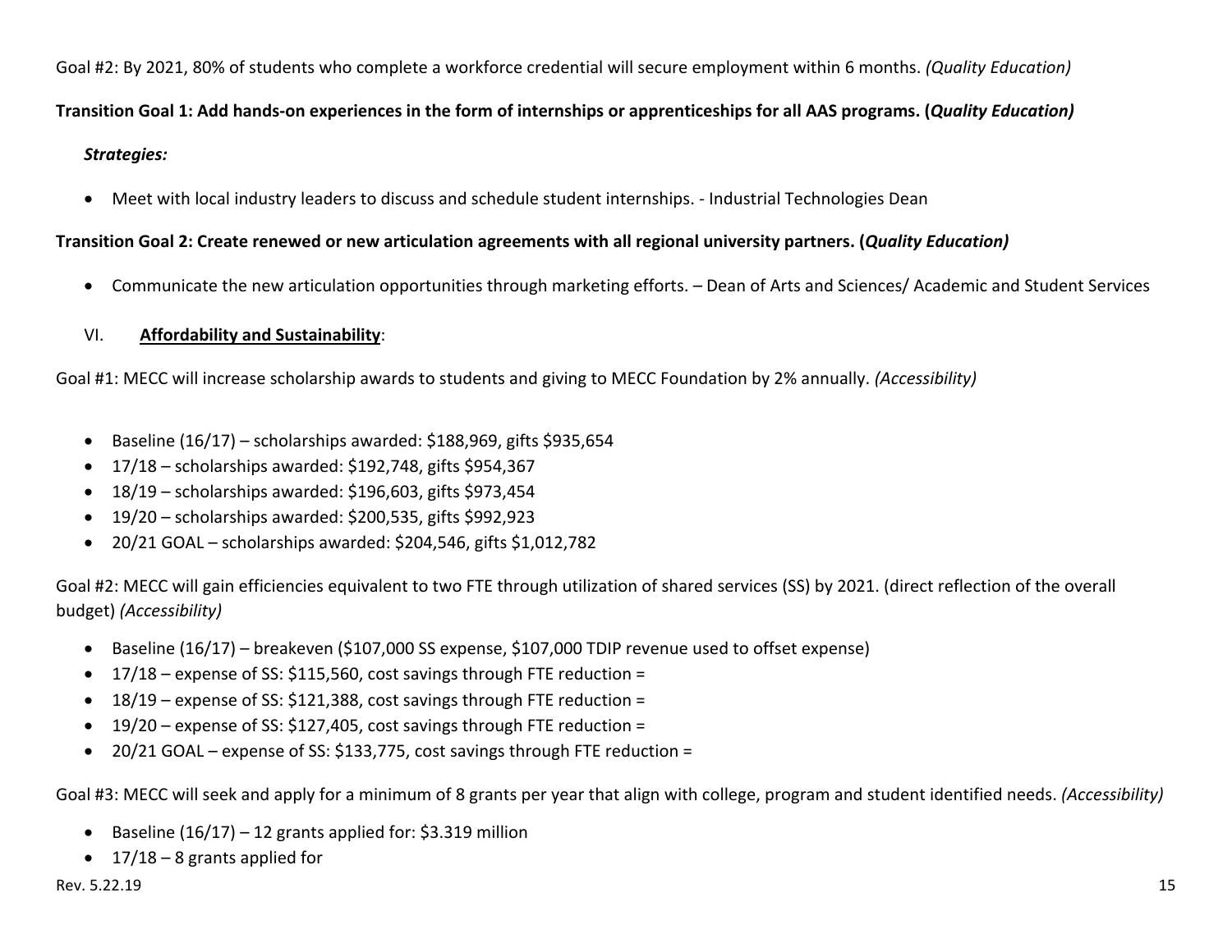Goal #2: By 2021, 80% of students who complete a workforce credential will secure employment within 6 months. *(Quality Education)*

**Transition Goal 1: Add hands-on experiences in the form of internships or apprenticeships for all AAS programs. (*Quality Education)***

***Strategies:***

- Meet with local industry leaders to discuss and schedule student internships. - Industrial Technologies Dean

**Transition Goal 2: Create renewed or new articulation agreements with all regional university partners. (*Quality Education)***

- Communicate the new articulation opportunities through marketing efforts. – Dean of Arts and Sciences/ Academic and Student Services

## VI. <u>**Affordability and Sustainability**</u>:

Goal #1: MECC will increase scholarship awards to students and giving to MECC Foundation by 2% annually. *(Accessibility)*

- Baseline (16/17) – scholarships awarded: $188,969, gifts $935,654
- 17/18 – scholarships awarded: $192,748, gifts $954,367
- 18/19 – scholarships awarded: $196,603, gifts $973,454
- 19/20 – scholarships awarded: $200,535, gifts $992,923
- 20/21 GOAL – scholarships awarded: $204,546, gifts $1,012,782

Goal #2: MECC will gain efficiencies equivalent to two FTE through utilization of shared services (SS) by 2021. (direct reflection of the overall budget) *(Accessibility)*

- Baseline (16/17) – breakeven ($107,000 SS expense, $107,000 TDIP revenue used to offset expense)
- 17/18 – expense of SS: $115,560, cost savings through FTE reduction =
- 18/19 – expense of SS: $121,388, cost savings through FTE reduction =
- 19/20 – expense of SS: $127,405, cost savings through FTE reduction =
- 20/21 GOAL – expense of SS: $133,775, cost savings through FTE reduction =

Goal #3: MECC will seek and apply for a minimum of 8 grants per year that align with college, program and student identified needs. *(Accessibility)*

- Baseline (16/17) – 12 grants applied for: $3.319 million
- 17/18 – 8 grants applied for

Rev. 5.22.19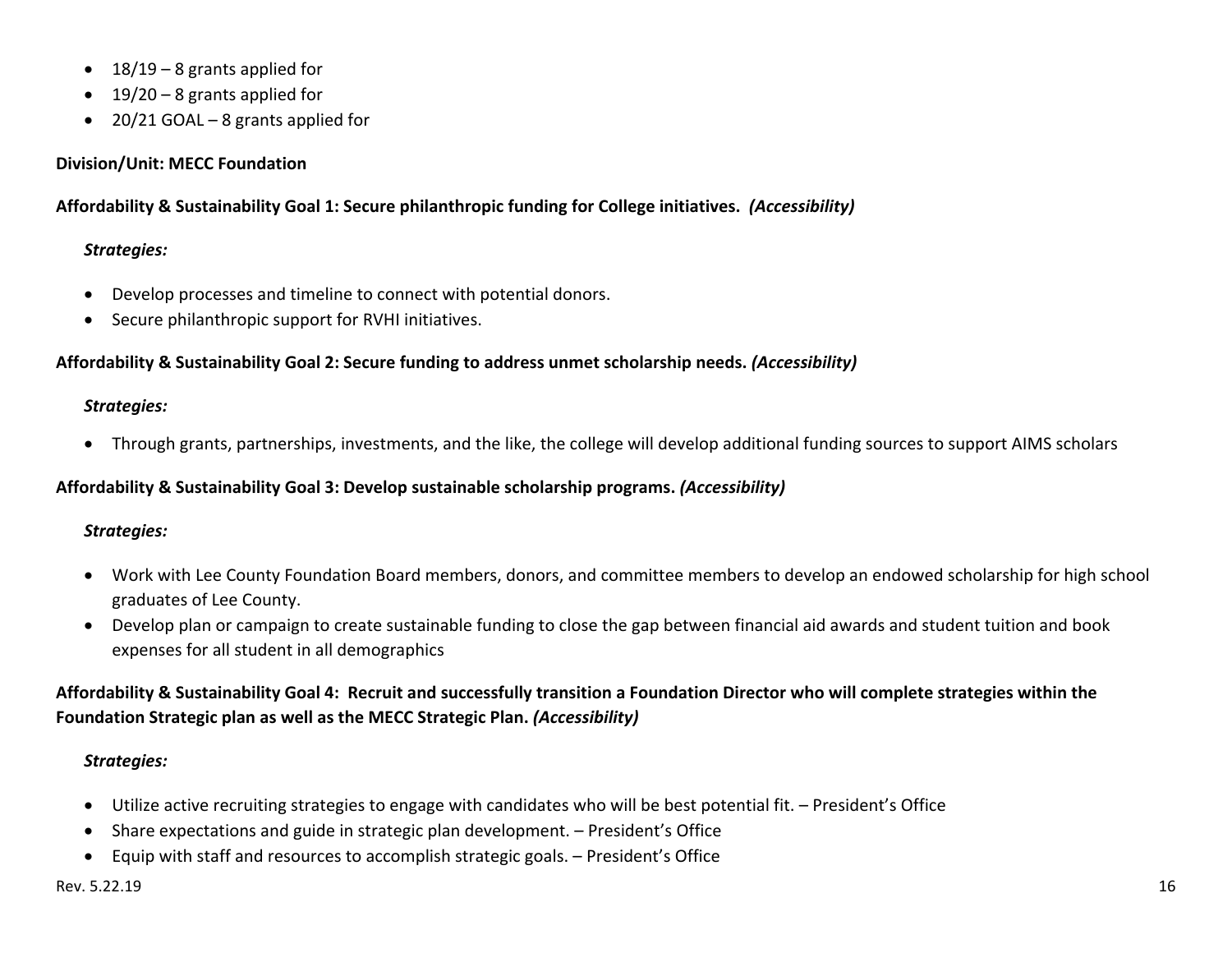- 18/19 – 8 grants applied for
- 19/20 – 8 grants applied for
- 20/21 GOAL – 8 grants applied for

**Division/Unit: MECC Foundation**

**Affordability & Sustainability Goal 1: Secure philanthropic funding for College initiatives.** ***(Accessibility)***

***Strategies:***

- Develop processes and timeline to connect with potential donors.
- Secure philanthropic support for RVHI initiatives.

**Affordability & Sustainability Goal 2: Secure funding to address unmet scholarship needs.** ***(Accessibility)***

***Strategies:***

- Through grants, partnerships, investments, and the like, the college will develop additional funding sources to support AIMS scholars

**Affordability & Sustainability Goal 3: Develop sustainable scholarship programs.** ***(Accessibility)***

***Strategies:***

- Work with Lee County Foundation Board members, donors, and committee members to develop an endowed scholarship for high school graduates of Lee County.
- Develop plan or campaign to create sustainable funding to close the gap between financial aid awards and student tuition and book expenses for all student in all demographics

**Affordability & Sustainability Goal 4: Recruit and successfully transition a Foundation Director who will complete strategies within the Foundation Strategic plan as well as the MECC Strategic Plan.** ***(Accessibility)***

***Strategies:***

- Utilize active recruiting strategies to engage with candidates who will be best potential fit. – President's Office
- Share expectations and guide in strategic plan development. – President's Office
- Equip with staff and resources to accomplish strategic goals. – President's Office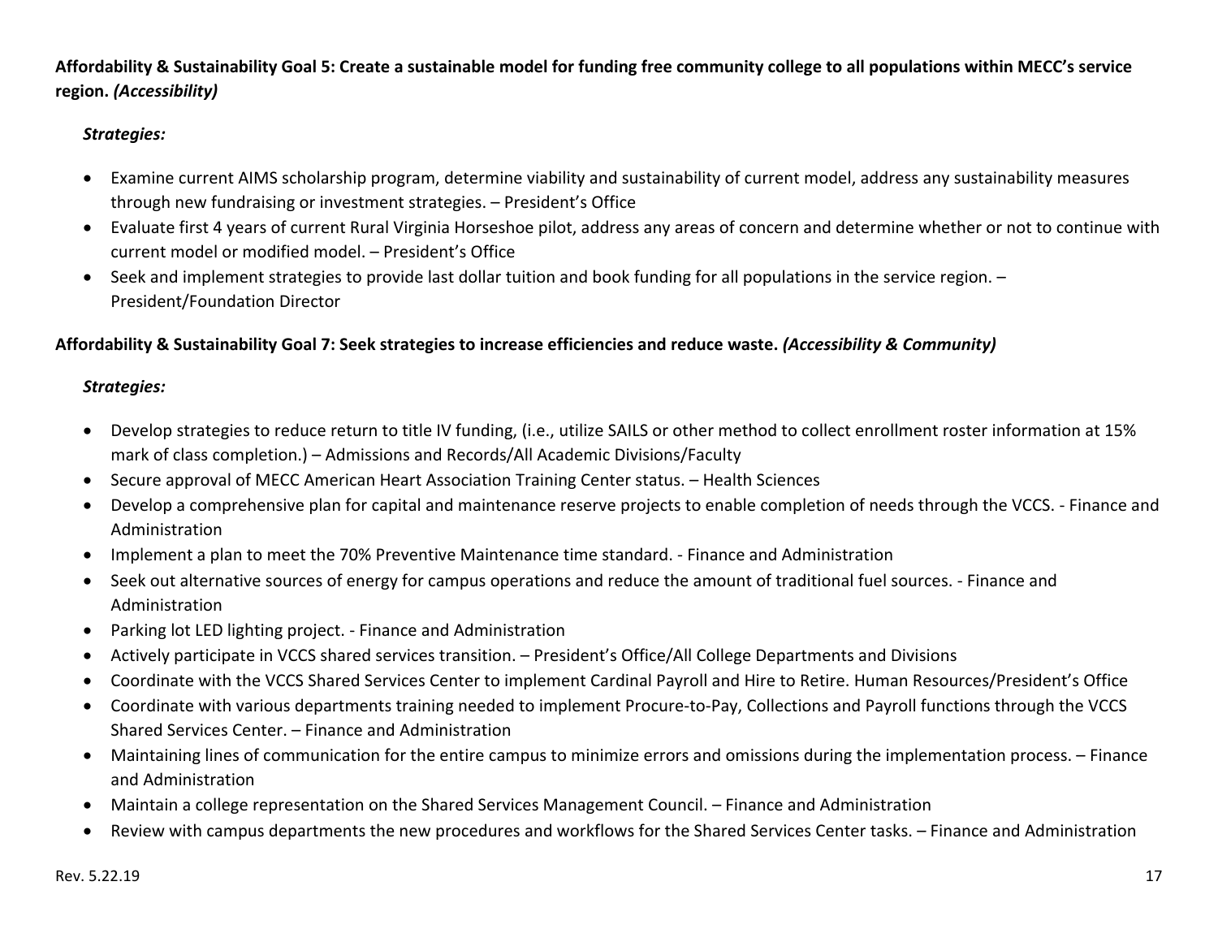**Affordability & Sustainability Goal 5: Create a sustainable model for funding free community college to all populations within MECC's service region.** ***(Accessibility)***

***Strategies:***

- Examine current AIMS scholarship program, determine viability and sustainability of current model, address any sustainability measures through new fundraising or investment strategies. – President's Office
- Evaluate first 4 years of current Rural Virginia Horseshoe pilot, address any areas of concern and determine whether or not to continue with current model or modified model. – President's Office
- Seek and implement strategies to provide last dollar tuition and book funding for all populations in the service region. – President/Foundation Director

**Affordability & Sustainability Goal 7: Seek strategies to increase efficiencies and reduce waste.** ***(Accessibility & Community)***

***Strategies:***

- Develop strategies to reduce return to title IV funding, (i.e., utilize SAILS or other method to collect enrollment roster information at 15% mark of class completion.) – Admissions and Records/All Academic Divisions/Faculty
- Secure approval of MECC American Heart Association Training Center status. – Health Sciences
- Develop a comprehensive plan for capital and maintenance reserve projects to enable completion of needs through the VCCS. - Finance and Administration
- Implement a plan to meet the 70% Preventive Maintenance time standard. - Finance and Administration
- Seek out alternative sources of energy for campus operations and reduce the amount of traditional fuel sources. - Finance and Administration
- Parking lot LED lighting project. - Finance and Administration
- Actively participate in VCCS shared services transition. – President's Office/All College Departments and Divisions
- Coordinate with the VCCS Shared Services Center to implement Cardinal Payroll and Hire to Retire. Human Resources/President's Office
- Coordinate with various departments training needed to implement Procure-to-Pay, Collections and Payroll functions through the VCCS Shared Services Center. – Finance and Administration
- Maintaining lines of communication for the entire campus to minimize errors and omissions during the implementation process. – Finance and Administration
- Maintain a college representation on the Shared Services Management Council. – Finance and Administration
- Review with campus departments the new procedures and workflows for the Shared Services Center tasks. – Finance and Administration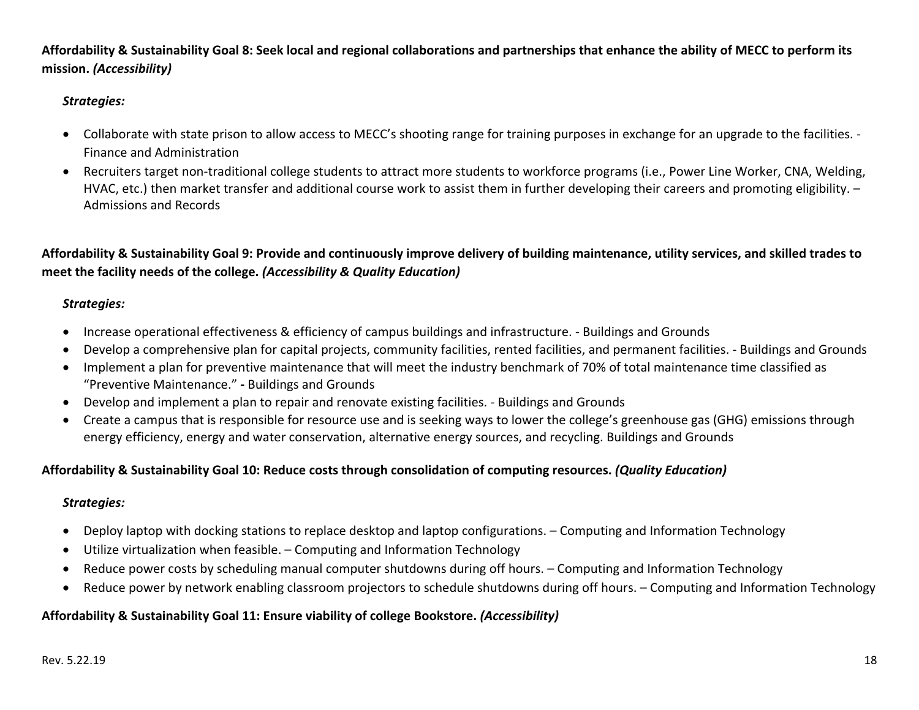**Affordability & Sustainability Goal 8: Seek local and regional collaborations and partnerships that enhance the ability of MECC to perform its mission.** ***(Accessibility)***

***Strategies:***

- Collaborate with state prison to allow access to MECC's shooting range for training purposes in exchange for an upgrade to the facilities. - Finance and Administration
- Recruiters target non-traditional college students to attract more students to workforce programs (i.e., Power Line Worker, CNA, Welding, HVAC, etc.) then market transfer and additional course work to assist them in further developing their careers and promoting eligibility. – Admissions and Records

**Affordability & Sustainability Goal 9: Provide and continuously improve delivery of building maintenance, utility services, and skilled trades to meet the facility needs of the college.** ***(Accessibility & Quality Education)***

***Strategies:***

- Increase operational effectiveness & efficiency of campus buildings and infrastructure. - Buildings and Grounds
- Develop a comprehensive plan for capital projects, community facilities, rented facilities, and permanent facilities. - Buildings and Grounds
- Implement a plan for preventive maintenance that will meet the industry benchmark of 70% of total maintenance time classified as "Preventive Maintenance." **-** Buildings and Grounds
- Develop and implement a plan to repair and renovate existing facilities. - Buildings and Grounds
- Create a campus that is responsible for resource use and is seeking ways to lower the college's greenhouse gas (GHG) emissions through energy efficiency, energy and water conservation, alternative energy sources, and recycling. Buildings and Grounds

**Affordability & Sustainability Goal 10: Reduce costs through consolidation of computing resources.** ***(Quality Education)***

***Strategies:***

- Deploy laptop with docking stations to replace desktop and laptop configurations. – Computing and Information Technology
- Utilize virtualization when feasible. – Computing and Information Technology
- Reduce power costs by scheduling manual computer shutdowns during off hours. – Computing and Information Technology
- Reduce power by network enabling classroom projectors to schedule shutdowns during off hours. – Computing and Information Technology

**Affordability & Sustainability Goal 11: Ensure viability of college Bookstore.** ***(Accessibility)***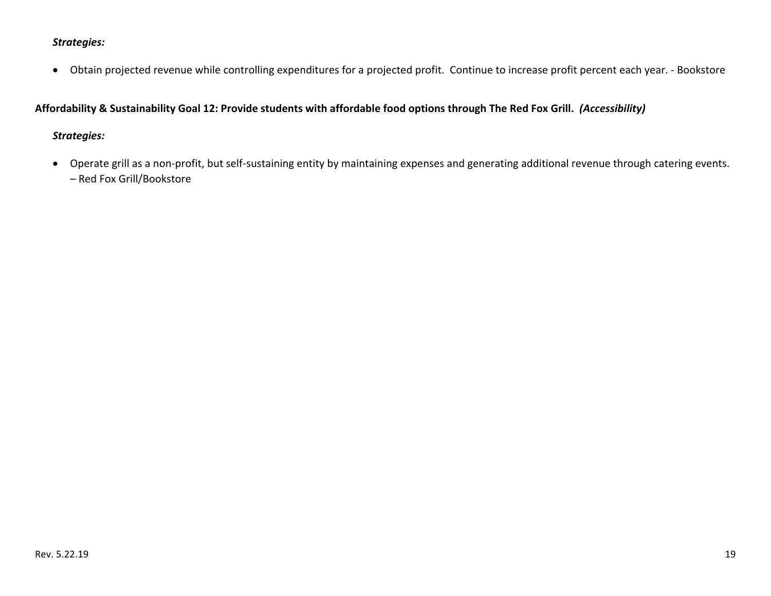***Strategies:***

- Obtain projected revenue while controlling expenditures for a projected profit. Continue to increase profit percent each year. - Bookstore

**Affordability & Sustainability Goal 12: Provide students with affordable food options through The Red Fox Grill.** ***(Accessibility)***

***Strategies:***

- Operate grill as a non-profit, but self-sustaining entity by maintaining expenses and generating additional revenue through catering events. – Red Fox Grill/Bookstore